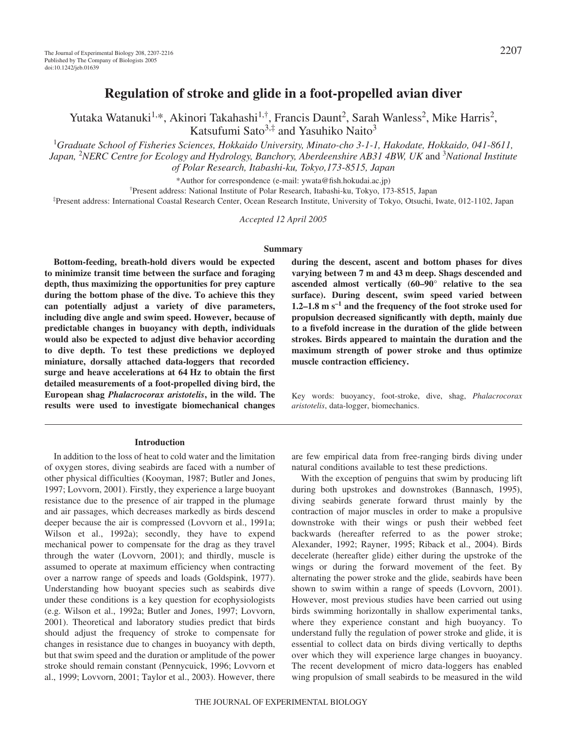# Regulation of stroke and glide in a foot-propelled avian diver

Yutaka Watanuki[1,*], Akinori Takahashi[1,†], Francis Daunt[2], Sarah Wanless[2], Mike Harris[2], Katsufumi Sato[3,‡] and Yasuhiko Naito[3]

[1]*Graduate School of Fisheries Sciences, Hokkaido University, Minato-cho 3-1-1, Hakodate, Hokkaido, 041-8611, Japan,* [2]*NERC Centre for Ecology and Hydrology, Banchory, Aberdeenshire AB31 4BW, UK* and [3]*National Institute of Polar Research, Itabashi-ku, Tokyo,173-8515, Japan*

*Author for correspondence (e-mail: ywata@fish.hokudai.ac.jp)

†Present address: National Institute of Polar Research, Itabashi-ku, Tokyo, 173-8515, Japan

‡Present address: International Coastal Research Center, Ocean Research Institute, University of Tokyo, Otsuchi, Iwate, 012-1102, Japan

*Accepted 12 April 2005*

## Summary

**Bottom-feeding, breath-hold divers would be expected to minimize transit time between the surface and foraging depth, thus maximizing the opportunities for prey capture during the bottom phase of the dive. To achieve this they can potentially adjust a variety of dive parameters, including dive angle and swim speed. However, because of predictable changes in buoyancy with depth, individuals would also be expected to adjust dive behavior according to dive depth. To test these predictions we deployed miniature, dorsally attached data-loggers that recorded surge and heave accelerations at 64 Hz to obtain the first detailed measurements of a foot-propelled diving bird, the European shag *Phalacrocorax aristotelis*, in the wild. The results were used to investigate biomechanical changes during the descent, ascent and bottom phases for dives varying between 7 m and 43 m deep. Shags descended and ascended almost vertically (60–90° relative to the sea surface). During descent, swim speed varied between 1.2–1.8 m s$^{-1}$ and the frequency of the foot stroke used for propulsion decreased significantly with depth, mainly due to a fivefold increase in the duration of the glide between strokes. Birds appeared to maintain the duration and the maximum strength of power stroke and thus optimize muscle contraction efficiency.**

Key words: buoyancy, foot-stroke, dive, shag, *Phalacrocorax aristotelis*, data-logger, biomechanics.

## Introduction

In addition to the loss of heat to cold water and the limitation of oxygen stores, diving seabirds are faced with a number of other physical difficulties (Kooyman, 1987; Butler and Jones, 1997; Lovvorn, 2001). Firstly, they experience a large buoyant resistance due to the presence of air trapped in the plumage and air passages, which decreases markedly as birds descend deeper because the air is compressed (Lovvorn et al., 1991a; Wilson et al., 1992a); secondly, they have to expend mechanical power to compensate for the drag as they travel through the water (Lovvorn, 2001); and thirdly, muscle is assumed to operate at maximum efficiency when contracting over a narrow range of speeds and loads (Goldspink, 1977). Understanding how buoyant species such as seabirds dive under these conditions is a key question for ecophysiologists (e.g. Wilson et al., 1992a; Butler and Jones, 1997; Lovvorn, 2001). Theoretical and laboratory studies predict that birds should adjust the frequency of stroke to compensate for changes in resistance due to changes in buoyancy with depth, but that swim speed and the duration or amplitude of the power stroke should remain constant (Pennycuick, 1996; Lovvorn et al., 1999; Lovvorn, 2001; Taylor et al., 2003). However, there are few empirical data from free-ranging birds diving under natural conditions available to test these predictions.

With the exception of penguins that swim by producing lift during both upstrokes and downstrokes (Bannasch, 1995), diving seabirds generate forward thrust mainly by the contraction of major muscles in order to make a propulsive downstroke with their wings or push their webbed feet backwards (hereafter referred to as the power stroke; Alexander, 1992; Rayner, 1995; Riback et al., 2004). Birds decelerate (hereafter glide) either during the upstroke of the wings or during the forward movement of the feet. By alternating the power stroke and the glide, seabirds have been shown to swim within a range of speeds (Lovvorn, 2001). However, most previous studies have been carried out using birds swimming horizontally in shallow experimental tanks, where they experience constant and high buoyancy. To understand fully the regulation of power stroke and glide, it is essential to collect data on birds diving vertically to depths over which they will experience large changes in buoyancy. The recent development of micro data-loggers has enabled wing propulsion of small seabirds to be measured in the wild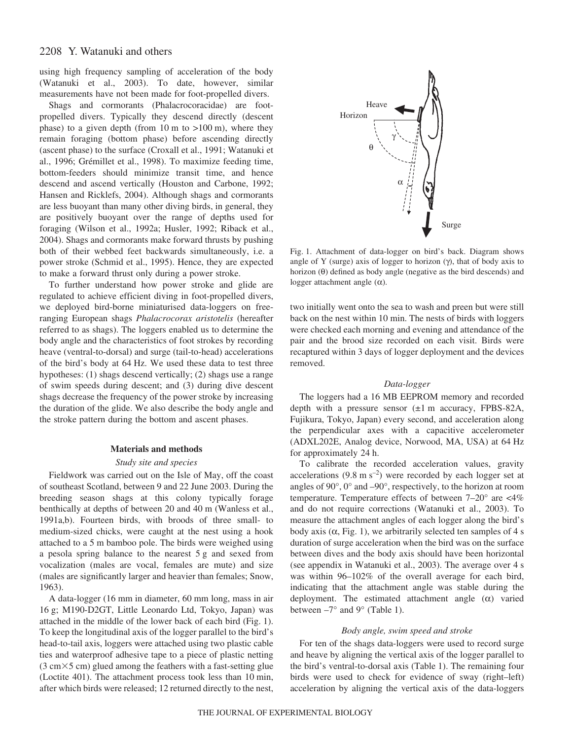using high frequency sampling of acceleration of the body (Watanuki et al., 2003). To date, however, similar measurements have not been made for foot-propelled divers.

Shags and cormorants (Phalacrocoracidae) are foot-propelled divers. Typically they descend directly (descent phase) to a given depth (from 10 m to >100 m), where they remain foraging (bottom phase) before ascending directly (ascent phase) to the surface (Croxall et al., 1991; Watanuki et al., 1996; Grémillet et al., 1998). To maximize feeding time, bottom-feeders should minimize transit time, and hence descend and ascend vertically (Houston and Carbone, 1992; Hansen and Ricklefs, 2004). Although shags and cormorants are less buoyant than many other diving birds, in general, they are positively buoyant over the range of depths used for foraging (Wilson et al., 1992a; Husler, 1992; Riback et al., 2004). Shags and cormorants make forward thrusts by pushing both of their webbed feet backwards simultaneously, i.e. a power stroke (Schmid et al., 1995). Hence, they are expected to make a forward thrust only during a power stroke.

To further understand how power stroke and glide are regulated to achieve efficient diving in foot-propelled divers, we developed bird-borne miniaturised data-loggers on free-ranging European shags *Phalacrocorax aristotelis* (hereafter referred to as shags). The loggers enabled us to determine the body angle and the characteristics of foot strokes by recording heave (ventral-to-dorsal) and surge (tail-to-head) accelerations of the bird's body at 64 Hz. We used these data to test three hypotheses: (1) shags descend vertically; (2) shags use a range of swim speeds during descent; and (3) during dive descent shags decrease the frequency of the power stroke by increasing the duration of the glide. We also describe the body angle and the stroke pattern during the bottom and ascent phases.

## Materials and methods

### *Study site and species*

Fieldwork was carried out on the Isle of May, off the coast of southeast Scotland, between 9 and 22 June 2003. During the breeding season shags at this colony typically forage benthically at depths of between 20 and 40 m (Wanless et al., 1991a,b). Fourteen birds, with broods of three small- to medium-sized chicks, were caught at the nest using a hook attached to a 5 m bamboo pole. The birds were weighed using a pesola spring balance to the nearest 5 g and sexed from vocalization (males are vocal, females are mute) and size (males are significantly larger and heavier than females; Snow, 1963).

A data-logger (16 mm in diameter, 60 mm long, mass in air 16 g; M190-D2GT, Little Leonardo Ltd, Tokyo, Japan) was attached in the middle of the lower back of each bird (Fig. 1). To keep the longitudinal axis of the logger parallel to the bird's head-to-tail axis, loggers were attached using two plastic cable ties and waterproof adhesive tape to a piece of plastic netting (3 cm×5 cm) glued among the feathers with a fast-setting glue (Loctite 401). The attachment process took less than 10 min, after which birds were released; 12 returned directly to the nest, two initially went onto the sea to wash and preen but were still back on the nest within 10 min. The nests of birds with loggers were checked each morning and evening and attendance of the pair and the brood size recorded on each visit. Birds were recaptured within 3 days of logger deployment and the devices removed.

Heave

Horizon

$\gamma$

$\theta$

$\alpha$

Surge

Fig. 1. Attachment of data-logger on bird's back. Diagram shows angle of Y (surge) axis of logger to horizon ($\gamma$), that of body axis to horizon ($\theta$) defined as body angle (negative as the bird descends) and logger attachment angle ($\alpha$).

### *Data-logger*

The loggers had a 16 MB EEPROM memory and recorded depth with a pressure sensor (±1 m accuracy, FPBS-82A, Fujikura, Tokyo, Japan) every second, and acceleration along the perpendicular axes with a capacitive accelerometer (ADXL202E, Analog device, Norwood, MA, USA) at 64 Hz for approximately 24 h.

To calibrate the recorded acceleration values, gravity accelerations (9.8 m $s^{-2}$) were recorded by each logger set at angles of 90°, 0° and –90°, respectively, to the horizon at room temperature. Temperature effects of between 7–20° are <4% and do not require corrections (Watanuki et al., 2003). To measure the attachment angles of each logger along the bird's body axis ($\alpha$, Fig. 1), we arbitrarily selected ten samples of 4 s duration of surge acceleration when the bird was on the surface between dives and the body axis should have been horizontal (see appendix in Watanuki et al., 2003). The average over 4 s was within 96–102% of the overall average for each bird, indicating that the attachment angle was stable during the deployment. The estimated attachment angle ($\alpha$) varied between –7° and 9° (Table 1).

### *Body angle, swim speed and stroke*

For ten of the shags data-loggers were used to record surge and heave by aligning the vertical axis of the logger parallel to the bird's ventral-to-dorsal axis (Table 1). The remaining four birds were used to check for evidence of sway (right–left) acceleration by aligning the vertical axis of the data-loggers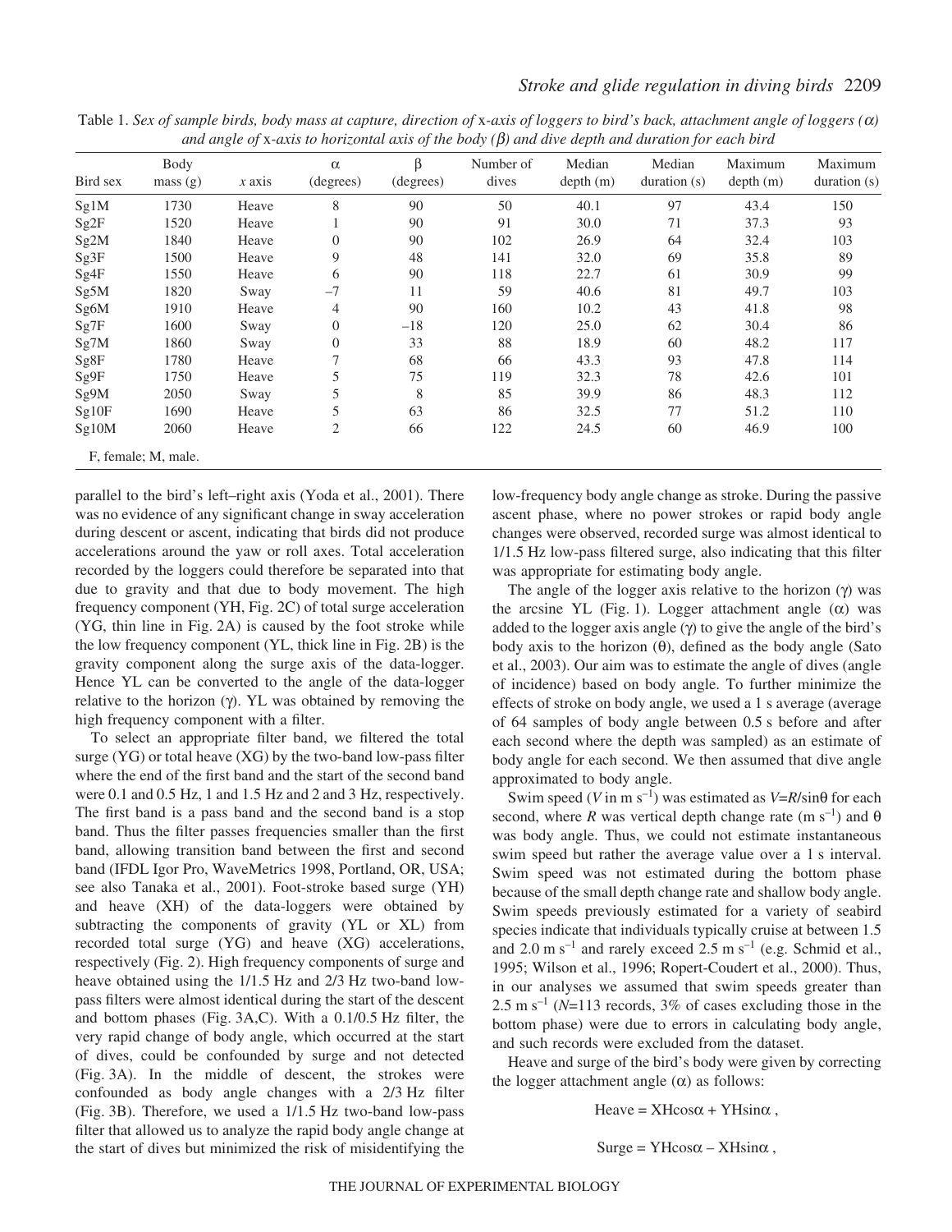Table 1. *Sex of sample birds, body mass at capture, direction of* x*-axis of loggers to bird's back, attachment angle of loggers* ($\alpha$) *and angle of* x*-axis to horizontal axis of the body* ($\beta$) *and dive depth and duration for each bird*

| Bird sex | Body mass (g) | *x* axis | $\alpha$ (degrees) | $\beta$ (degrees) | Number of dives | Median depth (m) | Median duration (s) | Maximum depth (m) | Maximum duration (s) |
|---|---|---|---|---|---|---|---|---|---|
| Sg1M | 1730 | Heave | 8 | 90 | 50 | 40.1 | 97 | 43.4 | 150 |
| Sg2F | 1520 | Heave | 1 | 90 | 91 | 30.0 | 71 | 37.3 | 93 |
| Sg2M | 1840 | Heave | 0 | 90 | 102 | 26.9 | 64 | 32.4 | 103 |
| Sg3F | 1500 | Heave | 9 | 48 | 141 | 32.0 | 69 | 35.8 | 89 |
| Sg4F | 1550 | Heave | 6 | 90 | 118 | 22.7 | 61 | 30.9 | 99 |
| Sg5M | 1820 | Sway | –7 | 11 | 59 | 40.6 | 81 | 49.7 | 103 |
| Sg6M | 1910 | Heave | 4 | 90 | 160 | 10.2 | 43 | 41.8 | 98 |
| Sg7F | 1600 | Sway | 0 | –18 | 120 | 25.0 | 62 | 30.4 | 86 |
| Sg7M | 1860 | Sway | 0 | 33 | 88 | 18.9 | 60 | 48.2 | 117 |
| Sg8F | 1780 | Heave | 7 | 68 | 66 | 43.3 | 93 | 47.8 | 114 |
| Sg9F | 1750 | Heave | 5 | 75 | 119 | 32.3 | 78 | 42.6 | 101 |
| Sg9M | 2050 | Sway | 5 | 8 | 85 | 39.9 | 86 | 48.3 | 112 |
| Sg10F | 1690 | Heave | 5 | 63 | 86 | 32.5 | 77 | 51.2 | 110 |
| Sg10M | 2060 | Heave | 2 | 66 | 122 | 24.5 | 60 | 46.9 | 100 |

F, female; M, male.

parallel to the bird's left–right axis (Yoda et al., 2001). There was no evidence of any significant change in sway acceleration during descent or ascent, indicating that birds did not produce accelerations around the yaw or roll axes. Total acceleration recorded by the loggers could therefore be separated into that due to gravity and that due to body movement. The high frequency component (YH, Fig. 2C) of total surge acceleration (YG, thin line in Fig. 2A) is caused by the foot stroke while the low frequency component (YL, thick line in Fig. 2B) is the gravity component along the surge axis of the data-logger. Hence YL can be converted to the angle of the data-logger relative to the horizon ($\gamma$). YL was obtained by removing the high frequency component with a filter.

To select an appropriate filter band, we filtered the total surge (YG) or total heave (XG) by the two-band low-pass filter where the end of the first band and the start of the second band were 0.1 and 0.5 Hz, 1 and 1.5 Hz and 2 and 3 Hz, respectively. The first band is a pass band and the second band is a stop band. Thus the filter passes frequencies smaller than the first band, allowing transition band between the first and second band (IFDL Igor Pro, WaveMetrics 1998, Portland, OR, USA; see also Tanaka et al., 2001). Foot-stroke based surge (YH) and heave (XH) of the data-loggers were obtained by subtracting the components of gravity (YL or XL) from recorded total surge (YG) and heave (XG) accelerations, respectively (Fig. 2). High frequency components of surge and heave obtained using the 1/1.5 Hz and 2/3 Hz two-band low-pass filters were almost identical during the start of the descent and bottom phases (Fig. 3A,C). With a 0.1/0.5 Hz filter, the very rapid change of body angle, which occurred at the start of dives, could be confounded by surge and not detected (Fig. 3A). In the middle of descent, the strokes were confounded as body angle changes with a 2/3 Hz filter (Fig. 3B). Therefore, we used a 1/1.5 Hz two-band low-pass filter that allowed us to analyze the rapid body angle change at the start of dives but minimized the risk of misidentifying the low-frequency body angle change as stroke. During the passive ascent phase, where no power strokes or rapid body angle changes were observed, recorded surge was almost identical to 1/1.5 Hz low-pass filtered surge, also indicating that this filter was appropriate for estimating body angle.

The angle of the logger axis relative to the horizon ($\gamma$) was the arcsine YL (Fig. 1). Logger attachment angle ($\alpha$) was added to the logger axis angle ($\gamma$) to give the angle of the bird's body axis to the horizon ($\theta$), defined as the body angle (Sato et al., 2003). Our aim was to estimate the angle of dives (angle of incidence) based on body angle. To further minimize the effects of stroke on body angle, we used a 1 s average (average of 64 samples of body angle between 0.5 s before and after each second where the depth was sampled) as an estimate of body angle for each second. We then assumed that dive angle approximated to body angle.

Swim speed ($V$ in m s$^{-1}$) was estimated as $V=R/\sin\theta$ for each second, where $R$ was vertical depth change rate (m s$^{-1}$) and $\theta$ was body angle. Thus, we could not estimate instantaneous swim speed but rather the average value over a 1 s interval. Swim speed was not estimated during the bottom phase because of the small depth change rate and shallow body angle. Swim speeds previously estimated for a variety of seabird species indicate that individuals typically cruise at between 1.5 and 2.0 m s$^{-1}$ and rarely exceed 2.5 m s$^{-1}$ (e.g. Schmid et al., 1995; Wilson et al., 1996; Ropert-Coudert et al., 2000). Thus, in our analyses we assumed that swim speeds greater than 2.5 m s$^{-1}$ ($N$=113 records, 3% of cases excluding those in the bottom phase) were due to errors in calculating body angle, and such records were excluded from the dataset.

Heave and surge of the bird's body were given by correcting the logger attachment angle ($\alpha$) as follows:

$$\text{Heave} = \text{XH}\cos\alpha + \text{YH}\sin\alpha\,,$$

$$\text{Surge} = \text{YH}\cos\alpha - \text{XH}\sin\alpha\,,$$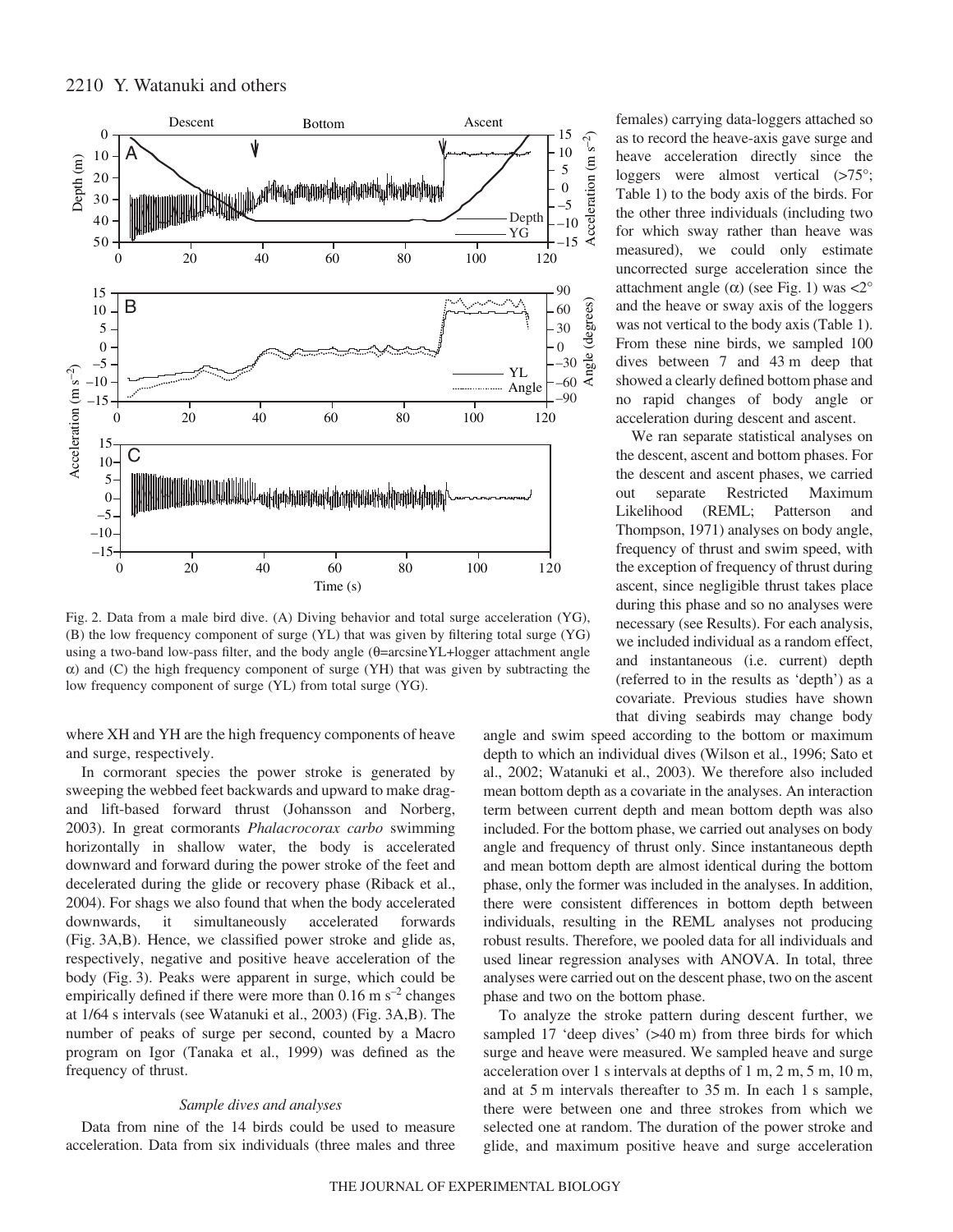Descent

Bottom

Ascent

Depth (m)

Acceleration (m s$^{-2}$)

A

Depth

YG

B

YL

Angle

Angle (degrees)

C

Time (s)

Fig. 2. Data from a male bird dive. (A) Diving behavior and total surge acceleration (YG), (B) the low frequency component of surge (YL) that was given by filtering total surge (YG) using a two-band low-pass filter, and the body angle (θ=arcsineYL+logger attachment angle α) and (C) the high frequency component of surge (YH) that was given by subtracting the low frequency component of surge (YL) from total surge (YG).

where XH and YH are the high frequency components of heave and surge, respectively.

In cormorant species the power stroke is generated by sweeping the webbed feet backwards and upward to make drag- and lift-based forward thrust (Johansson and Norberg, 2003). In great cormorants *Phalacrocorax carbo* swimming horizontally in shallow water, the body is accelerated downward and forward during the power stroke of the feet and decelerated during the glide or recovery phase (Riback et al., 2004). For shags we also found that when the body accelerated downwards, it simultaneously accelerated forwards (Fig. 3A,B). Hence, we classified power stroke and glide as, respectively, negative and positive heave acceleration of the body (Fig. 3). Peaks were apparent in surge, which could be empirically defined if there were more than 0.16 m s$^{-2}$ changes at 1/64 s intervals (see Watanuki et al., 2003) (Fig. 3A,B). The number of peaks of surge per second, counted by a Macro program on Igor (Tanaka et al., 1999) was defined as the frequency of thrust.

### *Sample dives and analyses*

Data from nine of the 14 birds could be used to measure acceleration. Data from six individuals (three males and three females) carrying data-loggers attached so as to record the heave-axis gave surge and heave acceleration directly since the loggers were almost vertical (>75°; Table 1) to the body axis of the birds. For the other three individuals (including two for which sway rather than heave was measured), we could only estimate uncorrected surge acceleration since the attachment angle (α) (see Fig. 1) was <2° and the heave or sway axis of the loggers was not vertical to the body axis (Table 1). From these nine birds, we sampled 100 dives between 7 and 43 m deep that showed a clearly defined bottom phase and no rapid changes of body angle or acceleration during descent and ascent.

We ran separate statistical analyses on the descent, ascent and bottom phases. For the descent and ascent phases, we carried out separate Restricted Maximum Likelihood (REML; Patterson and Thompson, 1971) analyses on body angle, frequency of thrust and swim speed, with the exception of frequency of thrust during ascent, since negligible thrust takes place during this phase and so no analyses were necessary (see Results). For each analysis, we included individual as a random effect, and instantaneous (i.e. current) depth (referred to in the results as 'depth') as a covariate. Previous studies have shown that diving seabirds may change body angle and swim speed according to the bottom or maximum depth to which an individual dives (Wilson et al., 1996; Sato et al., 2002; Watanuki et al., 2003). We therefore also included mean bottom depth as a covariate in the analyses. An interaction term between current depth and mean bottom depth was also included. For the bottom phase, we carried out analyses on body angle and frequency of thrust only. Since instantaneous depth and mean bottom depth are almost identical during the bottom phase, only the former was included in the analyses. In addition, there were consistent differences in bottom depth between individuals, resulting in the REML analyses not producing robust results. Therefore, we pooled data for all individuals and used linear regression analyses with ANOVA. In total, three analyses were carried out on the descent phase, two on the ascent phase and two on the bottom phase.

To analyze the stroke pattern during descent further, we sampled 17 'deep dives' (>40 m) from three birds for which surge and heave were measured. We sampled heave and surge acceleration over 1 s intervals at depths of 1 m, 2 m, 5 m, 10 m, and at 5 m intervals thereafter to 35 m. In each 1 s sample, there were between one and three strokes from which we selected one at random. The duration of the power stroke and glide, and maximum positive heave and surge acceleration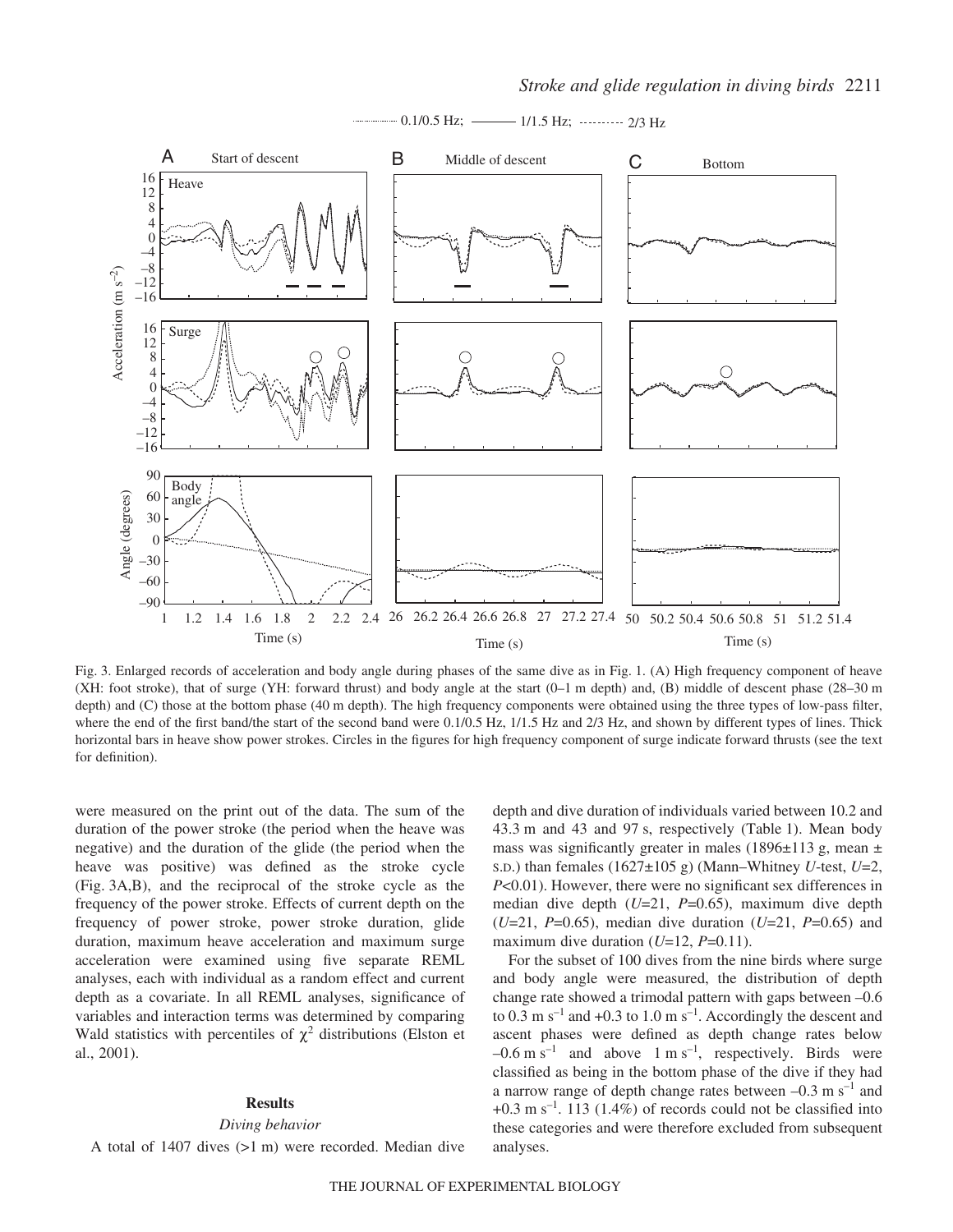0.1/0.5 Hz; 1/1.5 Hz; 2/3 Hz

A Start of descent

B Middle of descent

C Bottom

Heave

Surge

Body angle

Acceleration (m s–2)

Angle (degrees)

16 12 8 4 0 –4 –8 –12 –16

90 60 30 0 –30 –60 –90

1 1.2 1.4 1.6 1.8 2 2.2 2.4

26 26.2 26.4 26.6 26.8 27 27.2 27.4

50 50.2 50.4 50.6 50.8 51 51.2 51.4

Time (s)

Fig. 3. Enlarged records of acceleration and body angle during phases of the same dive as in Fig. 1. (A) High frequency component of heave (XH: foot stroke), that of surge (YH: forward thrust) and body angle at the start (0–1 m depth) and, (B) middle of descent phase (28–30 m depth) and (C) those at the bottom phase (40 m depth). The high frequency components were obtained using the three types of low-pass filter, where the end of the first band/the start of the second band were 0.1/0.5 Hz, 1/1.5 Hz and 2/3 Hz, and shown by different types of lines. Thick horizontal bars in heave show power strokes. Circles in the figures for high frequency component of surge indicate forward thrusts (see the text for definition).

were measured on the print out of the data. The sum of the duration of the power stroke (the period when the heave was negative) and the duration of the glide (the period when the heave was positive) was defined as the stroke cycle (Fig. 3A,B), and the reciprocal of the stroke cycle as the frequency of the power stroke. Effects of current depth on the frequency of power stroke, power stroke duration, glide duration, maximum heave acceleration and maximum surge acceleration were examined using five separate REML analyses, each with individual as a random effect and current depth as a covariate. In all REML analyses, significance of variables and interaction terms was determined by comparing Wald statistics with percentiles of $\chi^2$ distributions (Elston et al., 2001).

## Results

### *Diving behavior*

A total of 1407 dives (>1 m) were recorded. Median dive depth and dive duration of individuals varied between 10.2 and 43.3 m and 43 and 97 s, respectively (Table 1). Mean body mass was significantly greater in males (1896±113 g, mean ± S.D.) than females (1627±105 g) (Mann–Whitney *U*-test, $U$=2, $P$<0.01). However, there were no significant sex differences in median dive depth ($U$=21, $P$=0.65), maximum dive depth ($U$=21, $P$=0.65), median dive duration ($U$=21, $P$=0.65) and maximum dive duration ($U$=12, $P$=0.11).

For the subset of 100 dives from the nine birds where surge and body angle were measured, the distribution of depth change rate showed a trimodal pattern with gaps between –0.6 to 0.3 m s$^{-1}$ and +0.3 to 1.0 m s$^{-1}$. Accordingly the descent and ascent phases were defined as depth change rates below –0.6 m s$^{-1}$ and above 1 m s$^{-1}$, respectively. Birds were classified as being in the bottom phase of the dive if they had a narrow range of depth change rates between –0.3 m s$^{-1}$ and +0.3 m s$^{-1}$. 113 (1.4%) of records could not be classified into these categories and were therefore excluded from subsequent analyses.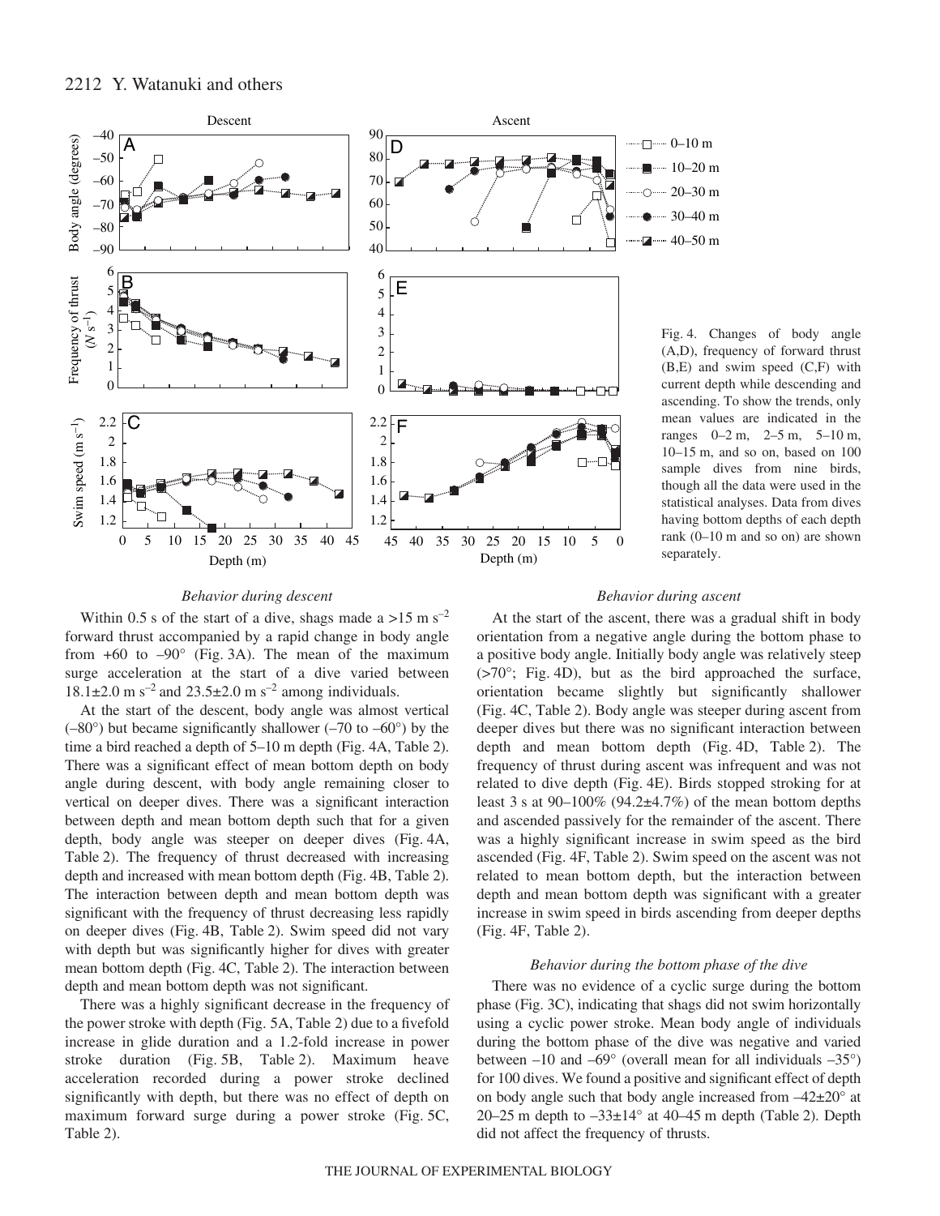Descent

Ascent

A

D

B

E

C

F

Body angle (degrees)

Frequency of thrust ($N$ s$^{-1}$)

Swim speed (m s$^{-1}$)

Depth (m)

Depth (m)

–40 –50 –60 –70 –80 –90

90 80 70 60 50 40

6 5 4 3 2 1 0

2.2 2 1.8 1.6 1.4 1.2

0 5 10 15 20 25 30 35 40 45

45 40 35 30 25 20 15 10 5 0

0–10 m

10–20 m

20–30 m

30–40 m

40–50 m

Fig. 4. Changes of body angle (A,D), frequency of forward thrust (B,E) and swim speed (C,F) with current depth while descending and ascending. To show the trends, only mean values are indicated in the ranges 0–2 m, 2–5 m, 5–10 m, 10–15 m, and so on, based on 100 sample dives from nine birds, though all the data were used in the statistical analyses. Data from dives having bottom depths of each depth rank (0–10 m and so on) are shown separately.

### *Behavior during descent*

Within 0.5 s of the start of a dive, shags made a >15 m s$^{-2}$ forward thrust accompanied by a rapid change in body angle from +60 to –90° (Fig. 3A). The mean of the maximum surge acceleration at the start of a dive varied between 18.1±2.0 m s$^{-2}$ and 23.5±2.0 m s$^{-2}$ among individuals.

At the start of the descent, body angle was almost vertical (–80°) but became significantly shallower (–70 to –60°) by the time a bird reached a depth of 5–10 m depth (Fig. 4A, Table 2). There was a significant effect of mean bottom depth on body angle during descent, with body angle remaining closer to vertical on deeper dives. There was a significant interaction between depth and mean bottom depth such that for a given depth, body angle was steeper on deeper dives (Fig. 4A, Table 2). The frequency of thrust decreased with increasing depth and increased with mean bottom depth (Fig. 4B, Table 2). The interaction between depth and mean bottom depth was significant with the frequency of thrust decreasing less rapidly on deeper dives (Fig. 4B, Table 2). Swim speed did not vary with depth but was significantly higher for dives with greater mean bottom depth (Fig. 4C, Table 2). The interaction between depth and mean bottom depth was not significant.

There was a highly significant decrease in the frequency of the power stroke with depth (Fig. 5A, Table 2) due to a fivefold increase in glide duration and a 1.2-fold increase in power stroke duration (Fig. 5B, Table 2). Maximum heave acceleration recorded during a power stroke declined significantly with depth, but there was no effect of depth on maximum forward surge during a power stroke (Fig. 5C, Table 2).

### *Behavior during ascent*

At the start of the ascent, there was a gradual shift in body orientation from a negative angle during the bottom phase to a positive body angle. Initially body angle was relatively steep (>70°; Fig. 4D), but as the bird approached the surface, orientation became slightly but significantly shallower (Fig. 4C, Table 2). Body angle was steeper during ascent from deeper dives but there was no significant interaction between depth and mean bottom depth (Fig. 4D, Table 2). The frequency of thrust during ascent was infrequent and was not related to dive depth (Fig. 4E). Birds stopped stroking for at least 3 s at 90–100% (94.2±4.7%) of the mean bottom depths and ascended passively for the remainder of the ascent. There was a highly significant increase in swim speed as the bird ascended (Fig. 4F, Table 2). Swim speed on the ascent was not related to mean bottom depth, but the interaction between depth and mean bottom depth was significant with a greater increase in swim speed in birds ascending from deeper depths (Fig. 4F, Table 2).

### *Behavior during the bottom phase of the dive*

There was no evidence of a cyclic surge during the bottom phase (Fig. 3C), indicating that shags did not swim horizontally using a cyclic power stroke. Mean body angle of individuals during the bottom phase of the dive was negative and varied between –10 and –69° (overall mean for all individuals –35°) for 100 dives. We found a positive and significant effect of depth on body angle such that body angle increased from –42±20° at 20–25 m depth to –33±14° at 40–45 m depth (Table 2). Depth did not affect the frequency of thrusts.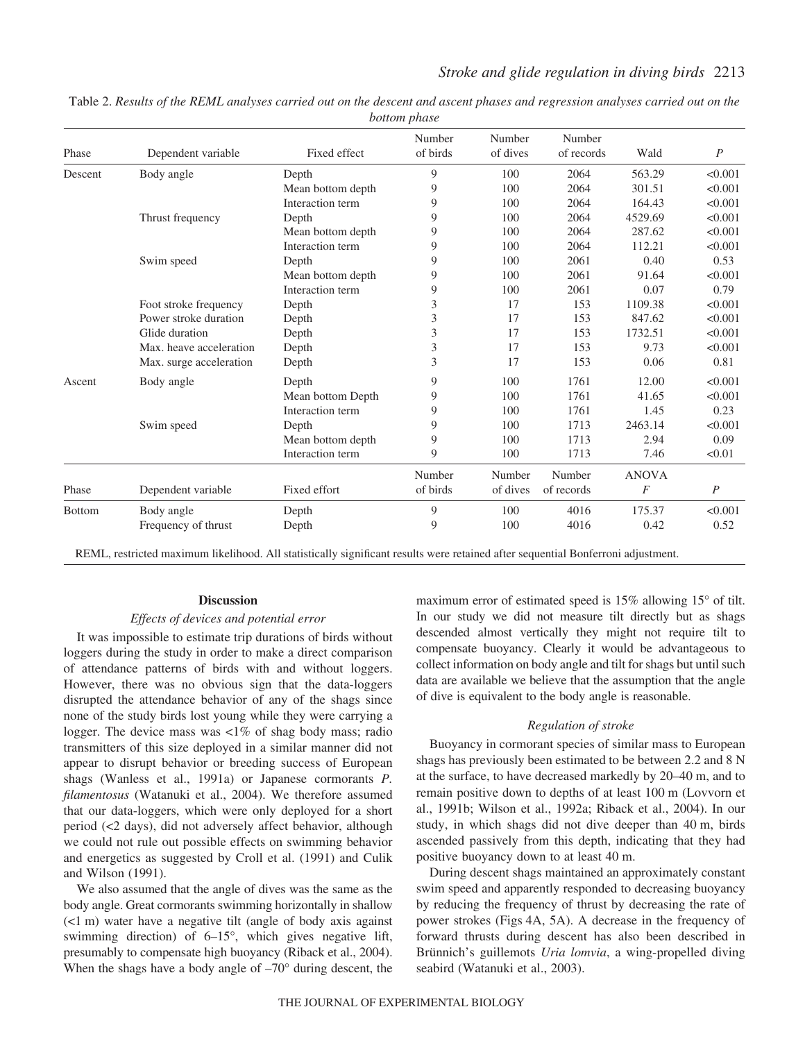Table 2. *Results of the REML analyses carried out on the descent and ascent phases and regression analyses carried out on the bottom phase*

| Phase | Dependent variable | Fixed effect | Number of birds | Number of dives | Number of records | Wald | *P* |
|---|---|---|---|---|---|---|---|
| Descent | Body angle | Depth | 9 | 100 | 2064 | 563.29 | <0.001 |
| | | Mean bottom depth | 9 | 100 | 2064 | 301.51 | <0.001 |
| | | Interaction term | 9 | 100 | 2064 | 164.43 | <0.001 |
| | Thrust frequency | Depth | 9 | 100 | 2064 | 4529.69 | <0.001 |
| | | Mean bottom depth | 9 | 100 | 2064 | 287.62 | <0.001 |
| | | Interaction term | 9 | 100 | 2064 | 112.21 | <0.001 |
| | Swim speed | Depth | 9 | 100 | 2061 | 0.40 | 0.53 |
| | | Mean bottom depth | 9 | 100 | 2061 | 91.64 | <0.001 |
| | | Interaction term | 9 | 100 | 2061 | 0.07 | 0.79 |
| | Foot stroke frequency | Depth | 3 | 17 | 153 | 1109.38 | <0.001 |
| | Power stroke duration | Depth | 3 | 17 | 153 | 847.62 | <0.001 |
| | Glide duration | Depth | 3 | 17 | 153 | 1732.51 | <0.001 |
| | Max. heave acceleration | Depth | 3 | 17 | 153 | 9.73 | <0.001 |
| | Max. surge acceleration | Depth | 3 | 17 | 153 | 0.06 | 0.81 |
| Ascent | Body angle | Depth | 9 | 100 | 1761 | 12.00 | <0.001 |
| | | Mean bottom Depth | 9 | 100 | 1761 | 41.65 | <0.001 |
| | | Interaction term | 9 | 100 | 1761 | 1.45 | 0.23 |
| | Swim speed | Depth | 9 | 100 | 1713 | 2463.14 | <0.001 |
| | | Mean bottom depth | 9 | 100 | 1713 | 2.94 | 0.09 |
| | | Interaction term | 9 | 100 | 1713 | 7.46 | <0.01 |
| **Phase** | **Dependent variable** | **Fixed effort** | **Number of birds** | **Number of dives** | **Number of records** | **ANOVA *F*** | ***P*** |
| Bottom | Body angle | Depth | 9 | 100 | 4016 | 175.37 | <0.001 |
| | Frequency of thrust | Depth | 9 | 100 | 4016 | 0.42 | 0.52 |

REML, restricted maximum likelihood. All statistically significant results were retained after sequential Bonferroni adjustment.

## Discussion

### *Effects of devices and potential error*

It was impossible to estimate trip durations of birds without loggers during the study in order to make a direct comparison of attendance patterns of birds with and without loggers. However, there was no obvious sign that the data-loggers disrupted the attendance behavior of any of the shags since none of the study birds lost young while they were carrying a logger. The device mass was <1% of shag body mass; radio transmitters of this size deployed in a similar manner did not appear to disrupt behavior or breeding success of European shags (Wanless et al., 1991a) or Japanese cormorants *P. filamentosus* (Watanuki et al., 2004). We therefore assumed that our data-loggers, which were only deployed for a short period (<2 days), did not adversely affect behavior, although we could not rule out possible effects on swimming behavior and energetics as suggested by Croll et al. (1991) and Culik and Wilson (1991).

We also assumed that the angle of dives was the same as the body angle. Great cormorants swimming horizontally in shallow (<1 m) water have a negative tilt (angle of body axis against swimming direction) of 6–15°, which gives negative lift, presumably to compensate high buoyancy (Riback et al., 2004). When the shags have a body angle of –70° during descent, the maximum error of estimated speed is 15% allowing 15° of tilt. In our study we did not measure tilt directly but as shags descended almost vertically they might not require tilt to compensate buoyancy. Clearly it would be advantageous to collect information on body angle and tilt for shags but until such data are available we believe that the assumption that the angle of dive is equivalent to the body angle is reasonable.

### *Regulation of stroke*

Buoyancy in cormorant species of similar mass to European shags has previously been estimated to be between 2.2 and 8 N at the surface, to have decreased markedly by 20–40 m, and to remain positive down to depths of at least 100 m (Lovvorn et al., 1991b; Wilson et al., 1992a; Riback et al., 2004). In our study, in which shags did not dive deeper than 40 m, birds ascended passively from this depth, indicating that they had positive buoyancy down to at least 40 m.

During descent shags maintained an approximately constant swim speed and apparently responded to decreasing buoyancy by reducing the frequency of thrust by decreasing the rate of power strokes (Figs 4A, 5A). A decrease in the frequency of forward thrusts during descent has also been described in Brünnich's guillemots *Uria lomvia*, a wing-propelled diving seabird (Watanuki et al., 2003).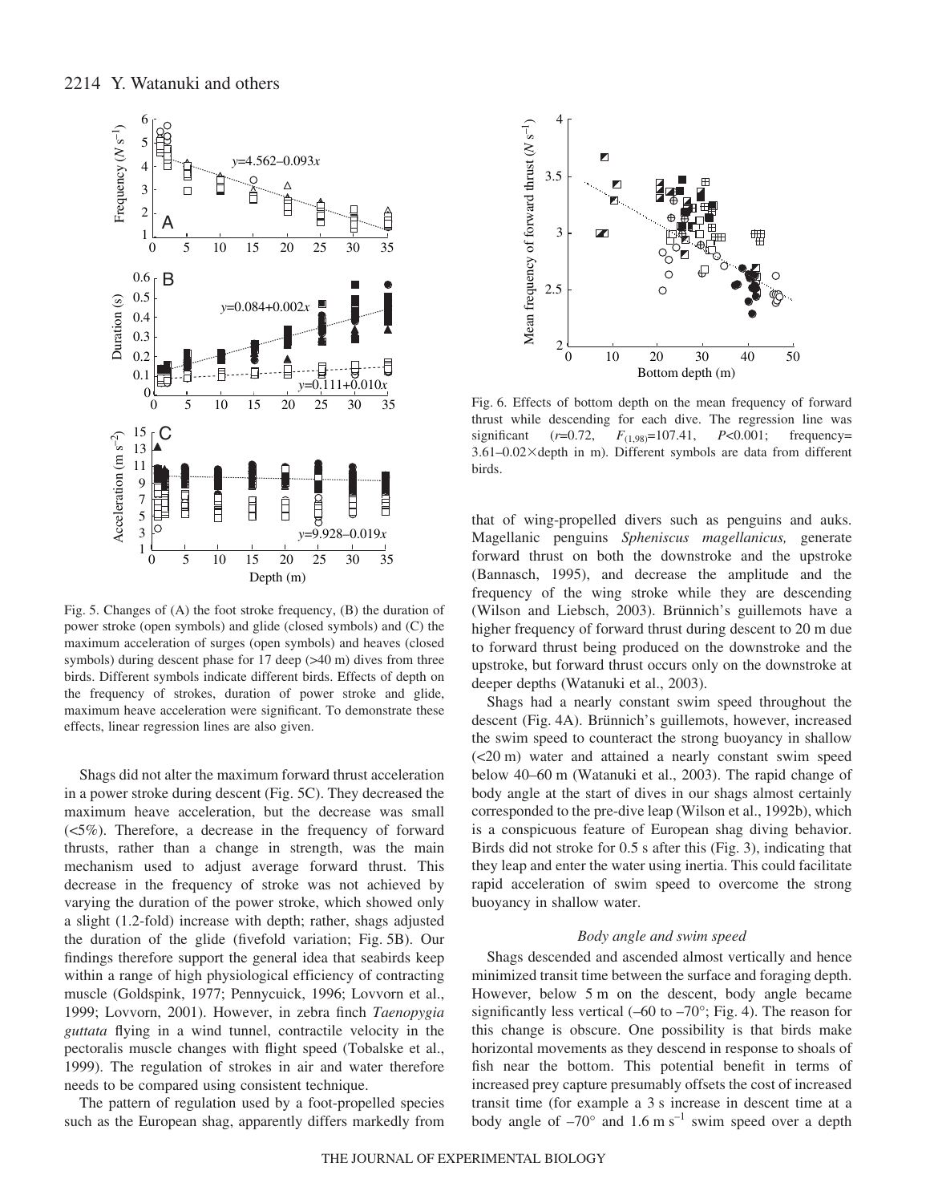A
Frequency ($N$ s$^{-1}$)
6
5
4
3
2
1
$y$=4.562–0.093$x$
0 5 10 15 20 25 30 35

B
Duration (s)
0.6
0.5
0.4
0.3
0.2
0.1
0
$y$=0.084+0.002$x$
$y$=0.111+0.010$x$
0 5 10 15 20 25 30 35

C
Acceleration (m s$^{-2}$)
15
13
11
9
7
5
3
1
$y$=9.928–0.019$x$
0 5 10 15 20 25 30 35
Depth (m)

Fig. 5. Changes of (A) the foot stroke frequency, (B) the duration of power stroke (open symbols) and glide (closed symbols) and (C) the maximum acceleration of surges (open symbols) and heaves (closed symbols) during descent phase for 17 deep (>40 m) dives from three birds. Different symbols indicate different birds. Effects of depth on the frequency of strokes, duration of power stroke and glide, maximum heave acceleration were significant. To demonstrate these effects, linear regression lines are also given.

Mean frequency of forward thrust ($N$ s$^{-1}$)
4
3.5
3
2.5
2
0 10 20 30 40 50
Bottom depth (m)

Fig. 6. Effects of bottom depth on the mean frequency of forward thrust while descending for each dive. The regression line was significant ($r$=0.72, $F_{(1,98)}$=107.41, $P$<0.001; frequency= 3.61–0.02×depth in m). Different symbols are data from different birds.

Shags did not alter the maximum forward thrust acceleration in a power stroke during descent (Fig. 5C). They decreased the maximum heave acceleration, but the decrease was small (<5%). Therefore, a decrease in the frequency of forward thrusts, rather than a change in strength, was the main mechanism used to adjust average forward thrust. This decrease in the frequency of stroke was not achieved by varying the duration of the power stroke, which showed only a slight (1.2-fold) increase with depth; rather, shags adjusted the duration of the glide (fivefold variation; Fig. 5B). Our findings therefore support the general idea that seabirds keep within a range of high physiological efficiency of contracting muscle (Goldspink, 1977; Pennycuick, 1996; Lovvorn et al., 1999; Lovvorn, 2001). However, in zebra finch *Taenopygia guttata* flying in a wind tunnel, contractile velocity in the pectoralis muscle changes with flight speed (Tobalske et al., 1999). The regulation of strokes in air and water therefore needs to be compared using consistent technique.

The pattern of regulation used by a foot-propelled species such as the European shag, apparently differs markedly from that of wing-propelled divers such as penguins and auks. Magellanic penguins *Spheniscus magellanicus,* generate forward thrust on both the downstroke and the upstroke (Bannasch, 1995), and decrease the amplitude and the frequency of the wing stroke while they are descending (Wilson and Liebsch, 2003). Brünnich's guillemots have a higher frequency of forward thrust during descent to 20 m due to forward thrust being produced on the downstroke and the upstroke, but forward thrust occurs only on the downstroke at deeper depths (Watanuki et al., 2003).

Shags had a nearly constant swim speed throughout the descent (Fig. 4A). Brünnich's guillemots, however, increased the swim speed to counteract the strong buoyancy in shallow (<20 m) water and attained a nearly constant swim speed below 40–60 m (Watanuki et al., 2003). The rapid change of body angle at the start of dives in our shags almost certainly corresponded to the pre-dive leap (Wilson et al., 1992b), which is a conspicuous feature of European shag diving behavior. Birds did not stroke for 0.5 s after this (Fig. 3), indicating that they leap and enter the water using inertia. This could facilitate rapid acceleration of swim speed to overcome the strong buoyancy in shallow water.

### *Body angle and swim speed*

Shags descended and ascended almost vertically and hence minimized transit time between the surface and foraging depth. However, below 5 m on the descent, body angle became significantly less vertical (–60 to –70°; Fig. 4). The reason for this change is obscure. One possibility is that birds make horizontal movements as they descend in response to shoals of fish near the bottom. This potential benefit in terms of increased prey capture presumably offsets the cost of increased transit time (for example a 3 s increase in descent time at a body angle of –70° and 1.6 m s$^{-1}$ swim speed over a depth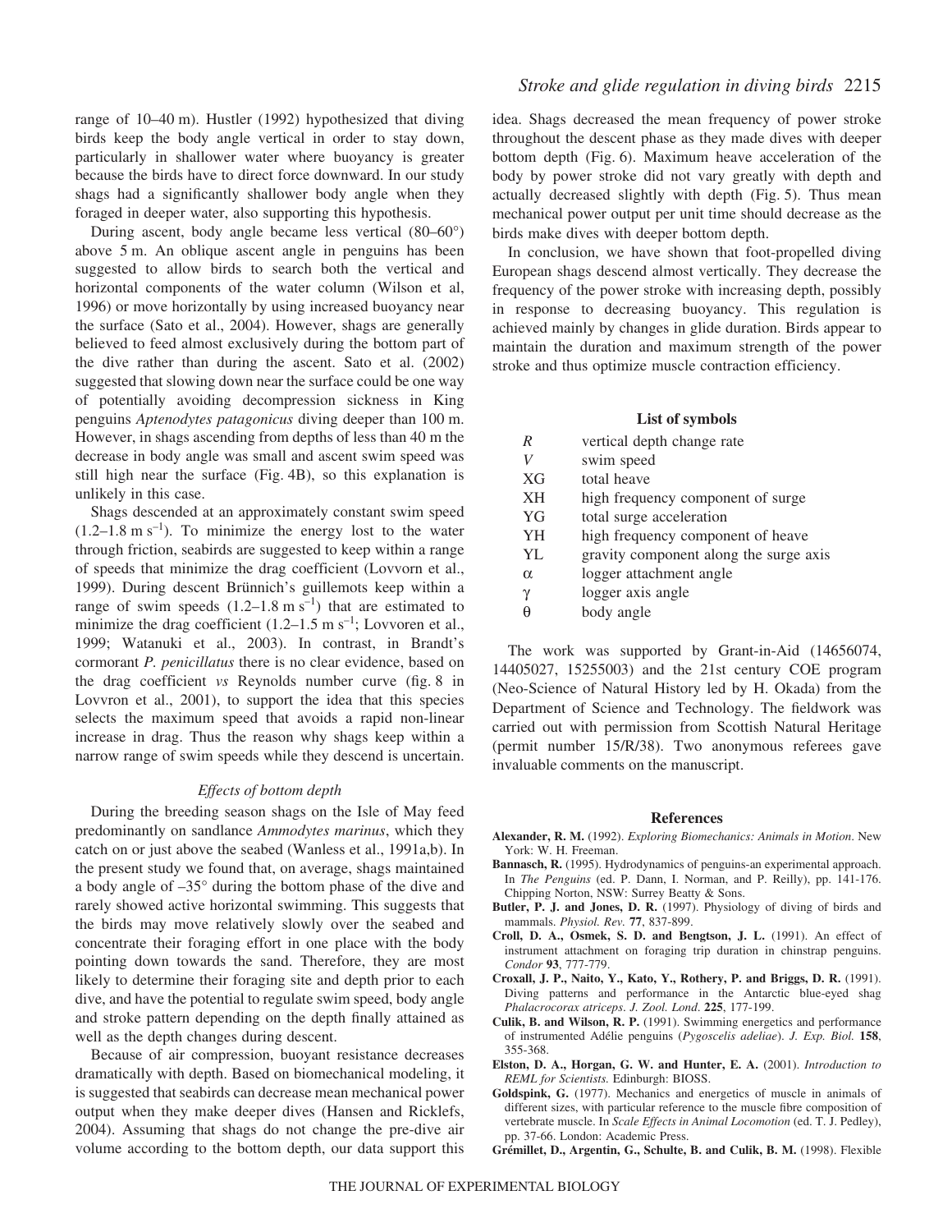range of 10–40 m). Hustler (1992) hypothesized that diving birds keep the body angle vertical in order to stay down, particularly in shallower water where buoyancy is greater because the birds have to direct force downward. In our study shags had a significantly shallower body angle when they foraged in deeper water, also supporting this hypothesis.

During ascent, body angle became less vertical (80–60°) above 5 m. An oblique ascent angle in penguins has been suggested to allow birds to search both the vertical and horizontal components of the water column (Wilson et al, 1996) or move horizontally by using increased buoyancy near the surface (Sato et al., 2004). However, shags are generally believed to feed almost exclusively during the bottom part of the dive rather than during the ascent. Sato et al. (2002) suggested that slowing down near the surface could be one way of potentially avoiding decompression sickness in King penguins *Aptenodytes patagonicus* diving deeper than 100 m. However, in shags ascending from depths of less than 40 m the decrease in body angle was small and ascent swim speed was still high near the surface (Fig. 4B), so this explanation is unlikely in this case.

Shags descended at an approximately constant swim speed (1.2–1.8 m s$^{-1}$). To minimize the energy lost to the water through friction, seabirds are suggested to keep within a range of speeds that minimize the drag coefficient (Lovvorn et al., 1999). During descent Brünnich's guillemots keep within a range of swim speeds (1.2–1.8 m s$^{-1}$) that are estimated to minimize the drag coefficient (1.2–1.5 m s$^{-1}$; Lovvoren et al., 1999; Watanuki et al., 2003). In contrast, in Brandt's cormorant *P. penicillatus* there is no clear evidence, based on the drag coefficient *vs* Reynolds number curve (fig. 8 in Lovvron et al., 2001), to support the idea that this species selects the maximum speed that avoids a rapid non-linear increase in drag. Thus the reason why shags keep within a narrow range of swim speeds while they descend is uncertain.

### *Effects of bottom depth*

During the breeding season shags on the Isle of May feed predominantly on sandlance *Ammodytes marinus*, which they catch on or just above the seabed (Wanless et al., 1991a,b). In the present study we found that, on average, shags maintained a body angle of –35° during the bottom phase of the dive and rarely showed active horizontal swimming. This suggests that the birds may move relatively slowly over the seabed and concentrate their foraging effort in one place with the body pointing down towards the sand. Therefore, they are most likely to determine their foraging site and depth prior to each dive, and have the potential to regulate swim speed, body angle and stroke pattern depending on the depth finally attained as well as the depth changes during descent.

Because of air compression, buoyant resistance decreases dramatically with depth. Based on biomechanical modeling, it is suggested that seabirds can decrease mean mechanical power output when they make deeper dives (Hansen and Ricklefs, 2004). Assuming that shags do not change the pre-dive air volume according to the bottom depth, our data support this idea. Shags decreased the mean frequency of power stroke throughout the descent phase as they made dives with deeper bottom depth (Fig. 6). Maximum heave acceleration of the body by power stroke did not vary greatly with depth and actually decreased slightly with depth (Fig. 5). Thus mean mechanical power output per unit time should decrease as the birds make dives with deeper bottom depth.

In conclusion, we have shown that foot-propelled diving European shags descend almost vertically. They decrease the frequency of the power stroke with increasing depth, possibly in response to decreasing buoyancy. This regulation is achieved mainly by changes in glide duration. Birds appear to maintain the duration and maximum strength of the power stroke and thus optimize muscle contraction efficiency.

## List of symbols

| | |
|---|---|
| $R$ | vertical depth change rate |
| $V$ | swim speed |
| XG | total heave |
| XH | high frequency component of surge |
| YG | total surge acceleration |
| YH | high frequency component of heave |
| YL | gravity component along the surge axis |
| $\alpha$ | logger attachment angle |
| $\gamma$ | logger axis angle |
| $\theta$ | body angle |

The work was supported by Grant-in-Aid (14656074, 14405027, 15255003) and the 21st century COE program (Neo-Science of Natural History led by H. Okada) from the Department of Science and Technology. The fieldwork was carried out with permission from Scottish Natural Heritage (permit number 15/R/38). Two anonymous referees gave invaluable comments on the manuscript.

## References

**Alexander, R. M.** (1992). *Exploring Biomechanics: Animals in Motion*. New York: W. H. Freeman.

**Bannasch, R.** (1995). Hydrodynamics of penguins-an experimental approach. In *The Penguins* (ed. P. Dann, I. Norman, and P. Reilly), pp. 141-176. Chipping Norton, NSW: Surrey Beatty & Sons.

**Butler, P. J. and Jones, D. R.** (1997). Physiology of diving of birds and mammals. *Physiol. Rev.* **77**, 837-899.

**Croll, D. A., Osmek, S. D. and Bengtson, J. L.** (1991). An effect of instrument attachment on foraging trip duration in chinstrap penguins. *Condor* **93**, 777-779.

**Croxall, J. P., Naito, Y., Kato, Y., Rothery, P. and Briggs, D. R.** (1991). Diving patterns and performance in the Antarctic blue-eyed shag *Phalacrocorax atriceps*. *J. Zool. Lond*. **225**, 177-199.

**Culik, B. and Wilson, R. P.** (1991). Swimming energetics and performance of instrumented Adélie penguins (*Pygoscelis adeliae*). *J. Exp. Biol.* **158**, 355-368.

**Elston, D. A., Horgan, G. W. and Hunter, E. A.** (2001). *Introduction to REML for Scientists*. Edinburgh: BIOSS.

**Goldspink, G.** (1977). Mechanics and energetics of muscle in animals of different sizes, with particular reference to the muscle fibre composition of vertebrate muscle. In *Scale Effects in Animal Locomotion* (ed. T. J. Pedley), pp. 37-66. London: Academic Press.

**Grémillet, D., Argentin, G., Schulte, B. and Culik, B. M.** (1998). Flexible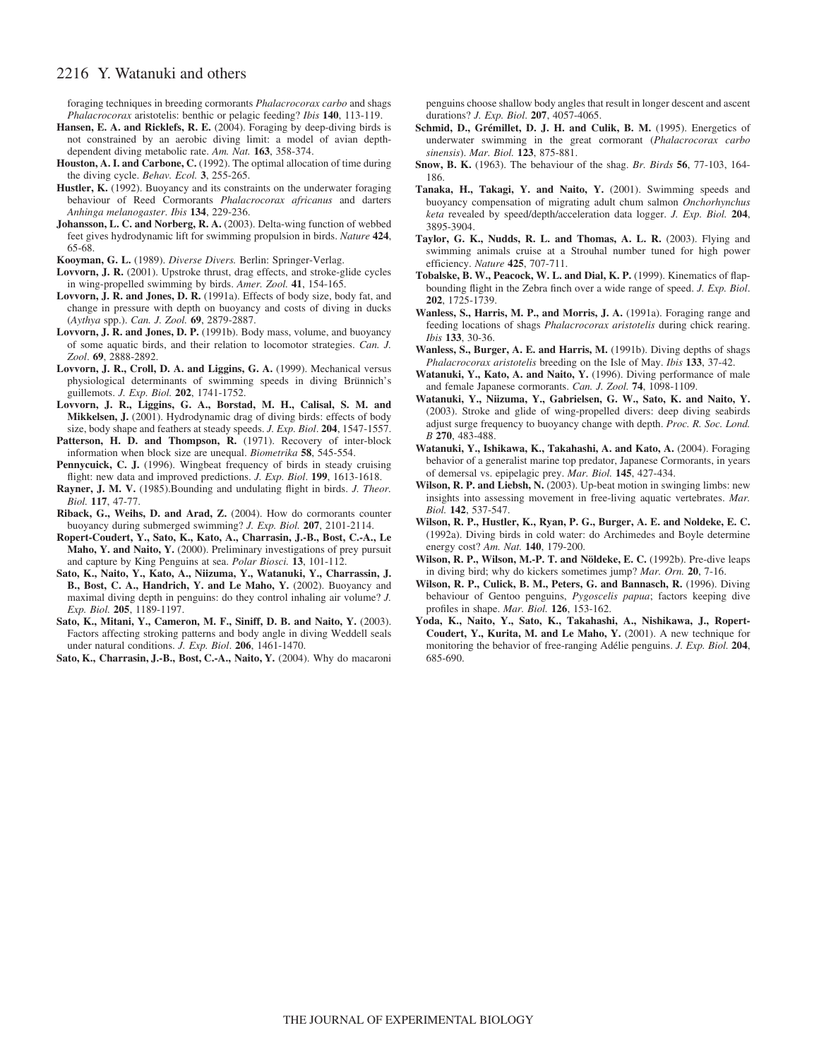foraging techniques in breeding cormorants *Phalacrocorax carbo* and shags *Phalacrocorax* aristotelis: benthic or pelagic feeding? *Ibis* **140**, 113-119.

**Hansen, E. A. and Ricklefs, R. E.** (2004). Foraging by deep-diving birds is not constrained by an aerobic diving limit: a model of avian depth-dependent diving metabolic rate. *Am. Nat.* **163**, 358-374.

**Houston, A. I. and Carbone, C.** (1992). The optimal allocation of time during the diving cycle. *Behav. Ecol.* **3**, 255-265.

**Hustler, K.** (1992). Buoyancy and its constraints on the underwater foraging behaviour of Reed Cormorants *Phalacrocorax africanus* and darters *Anhinga melanogaster*. *Ibis* **134**, 229-236.

**Johansson, L. C. and Norberg, R. A.** (2003). Delta-wing function of webbed feet gives hydrodynamic lift for swimming propulsion in birds. *Nature* **424**, 65-68.

**Kooyman, G. L.** (1989). *Diverse Divers.* Berlin: Springer-Verlag.

**Lovvorn, J. R.** (2001). Upstroke thrust, drag effects, and stroke-glide cycles in wing-propelled swimming by birds. *Amer. Zool.* **41**, 154-165.

**Lovvorn, J. R. and Jones, D. R.** (1991a). Effects of body size, body fat, and change in pressure with depth on buoyancy and costs of diving in ducks (*Aythya* spp.). *Can. J. Zool.* **69**, 2879-2887.

**Lovvorn, J. R. and Jones, D. P.** (1991b). Body mass, volume, and buoyancy of some aquatic birds, and their relation to locomotor strategies. *Can. J. Zool*. **69**, 2888-2892.

**Lovvorn, J. R., Croll, D. A. and Liggins, G. A.** (1999). Mechanical versus physiological determinants of swimming speeds in diving Brünnich's guillemots. *J. Exp. Biol.* **202**, 1741-1752.

**Lovvorn, J. R., Liggins, G. A., Borstad, M. H., Calisal, S. M. and Mikkelsen, J.** (2001). Hydrodynamic drag of diving birds: effects of body size, body shape and feathers at steady speeds. *J. Exp. Biol*. **204**, 1547-1557.

**Patterson, H. D. and Thompson, R.** (1971). Recovery of inter-block information when block size are unequal. *Biometrika* **58**, 545-554.

**Pennycuick, C. J.** (1996). Wingbeat frequency of birds in steady cruising flight: new data and improved predictions. *J. Exp. Biol*. **199**, 1613-1618.

**Rayner, J. M. V.** (1985).Bounding and undulating flight in birds. *J. Theor. Biol.* **117**, 47-77.

**Riback, G., Weihs, D. and Arad, Z.** (2004). How do cormorants counter buoyancy during submerged swimming? *J. Exp. Biol.* **207**, 2101-2114.

**Ropert-Coudert, Y., Sato, K., Kato, A., Charrasin, J.-B., Bost, C.-A., Le Maho, Y. and Naito, Y.** (2000). Preliminary investigations of prey pursuit and capture by King Penguins at sea. *Polar Biosci.* **13**, 101-112.

**Sato, K., Naito, Y., Kato, A., Niizuma, Y., Watanuki, Y., Charrassin, J. B., Bost, C. A., Handrich, Y. and Le Maho, Y.** (2002). Buoyancy and maximal diving depth in penguins: do they control inhaling air volume? *J. Exp. Biol*. **205**, 1189-1197.

**Sato, K., Mitani, Y., Cameron, M. F., Siniff, D. B. and Naito, Y.** (2003). Factors affecting stroking patterns and body angle in diving Weddell seals under natural conditions. *J. Exp. Biol*. **206**, 1461-1470.

**Sato, K., Charrasin, J.-B., Bost, C.-A., Naito, Y.** (2004). Why do macaroni penguins choose shallow body angles that result in longer descent and ascent durations? *J. Exp. Biol*. **207**, 4057-4065.

**Schmid, D., Grémillet, D. J. H. and Culik, B. M.** (1995). Energetics of underwater swimming in the great cormorant (*Phalacrocorax carbo sinensis*). *Mar. Biol.* **123**, 875-881.

**Snow, B. K.** (1963). The behaviour of the shag. *Br. Birds* **56**, 77-103, 164-186.

**Tanaka, H., Takagi, Y. and Naito, Y.** (2001). Swimming speeds and buoyancy compensation of migrating adult chum salmon *Onchorhynchus keta* revealed by speed/depth/acceleration data logger. *J. Exp. Biol.* **204**, 3895-3904.

**Taylor, G. K., Nudds, R. L. and Thomas, A. L. R.** (2003). Flying and swimming animals cruise at a Strouhal number tuned for high power efficiency. *Nature* **425**, 707-711.

**Tobalske, B. W., Peacock, W. L. and Dial, K. P.** (1999). Kinematics of flap-bounding flight in the Zebra finch over a wide range of speed. *J. Exp. Biol*. **202**, 1725-1739.

**Wanless, S., Harris, M. P., and Morris, J. A.** (1991a). Foraging range and feeding locations of shags *Phalacrocorax aristotelis* during chick rearing. *Ibis* **133**, 30-36.

**Wanless, S., Burger, A. E. and Harris, M.** (1991b). Diving depths of shags *Phalacrocorax aristotelis* breeding on the Isle of May. *Ibis* **133**, 37-42.

**Watanuki, Y., Kato, A. and Naito, Y.** (1996). Diving performance of male and female Japanese cormorants. *Can. J. Zool.* **74**, 1098-1109.

**Watanuki, Y., Niizuma, Y., Gabrielsen, G. W., Sato, K. and Naito, Y.** (2003). Stroke and glide of wing-propelled divers: deep diving seabirds adjust surge frequency to buoyancy change with depth. *Proc. R. Soc. Lond. B* **270**, 483-488.

**Watanuki, Y., Ishikawa, K., Takahashi, A. and Kato, A.** (2004). Foraging behavior of a generalist marine top predator, Japanese Cormorants, in years of demersal vs. epipelagic prey. *Mar. Biol.* **145**, 427-434.

**Wilson, R. P. and Liebsh, N.** (2003). Up-beat motion in swinging limbs: new insights into assessing movement in free-living aquatic vertebrates. *Mar. Biol.* **142**, 537-547.

**Wilson, R. P., Hustler, K., Ryan, P. G., Burger, A. E. and Noldeke, E. C.** (1992a). Diving birds in cold water: do Archimedes and Boyle determine energy cost? *Am. Nat.* **140**, 179-200.

**Wilson, R. P., Wilson, M.-P. T. and Nöldeke, E. C.** (1992b). Pre-dive leaps in diving bird; why do kickers sometimes jump? *Mar. Orn.* **20**, 7-16.

**Wilson, R. P., Culick, B. M., Peters, G. and Bannasch, R.** (1996). Diving behaviour of Gentoo penguins, *Pygoscelis papua*; factors keeping dive profiles in shape. *Mar. Biol.* **126**, 153-162.

**Yoda, K., Naito, Y., Sato, K., Takahashi, A., Nishikawa, J., Ropert-Coudert, Y., Kurita, M. and Le Maho, Y.** (2001). A new technique for monitoring the behavior of free-ranging Adélie penguins. *J. Exp. Biol.* **204**, 685-690.